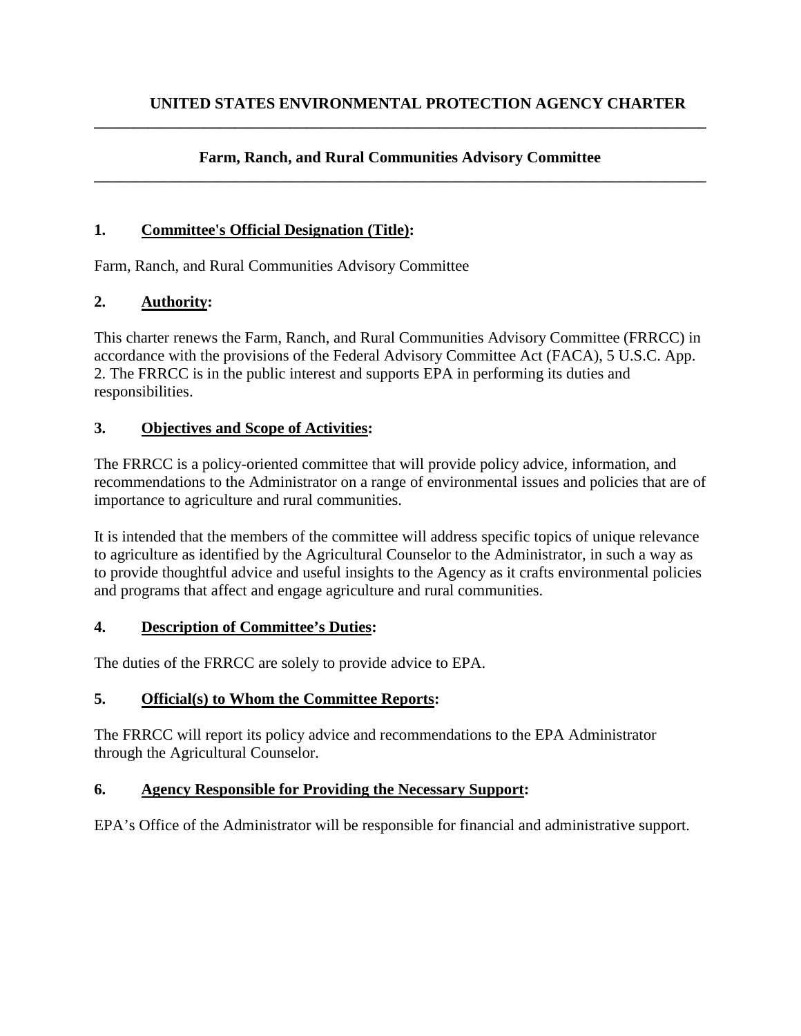# UNITED STATES ENVIRONMENTAL PROTECTION AGENCY CHARTER

## Farm, Ranch, and Rural Communities Advisory Committee

### 1. Committee's Official Designation (Title):

Farm, Ranch, and Rural Communities Advisory Committee

### 2. Authority:

This charter renews the Farm, Ranch, and Rural Communities Advisory Committee (FRRCC) in accordance with the provisions of the Federal Advisory Committee Act (FACA), 5 U.S.C. App. 2. The FRRCC is in the public interest and supports EPA in performing its duties and responsibilities.

### 3. Objectives and Scope of Activities:

The FRRCC is a policy-oriented committee that will provide policy advice, information, and recommendations to the Administrator on a range of environmental issues and policies that are of importance to agriculture and rural communities.

It is intended that the members of the committee will address specific topics of unique relevance to agriculture as identified by the Agricultural Counselor to the Administrator, in such a way as to provide thoughtful advice and useful insights to the Agency as it crafts environmental policies and programs that affect and engage agriculture and rural communities.

### 4. Description of Committee's Duties:

The duties of the FRRCC are solely to provide advice to EPA.

### 5. Official(s) to Whom the Committee Reports:

The FRRCC will report its policy advice and recommendations to the EPA Administrator through the Agricultural Counselor.

### 6. Agency Responsible for Providing the Necessary Support:

EPA's Office of the Administrator will be responsible for financial and administrative support.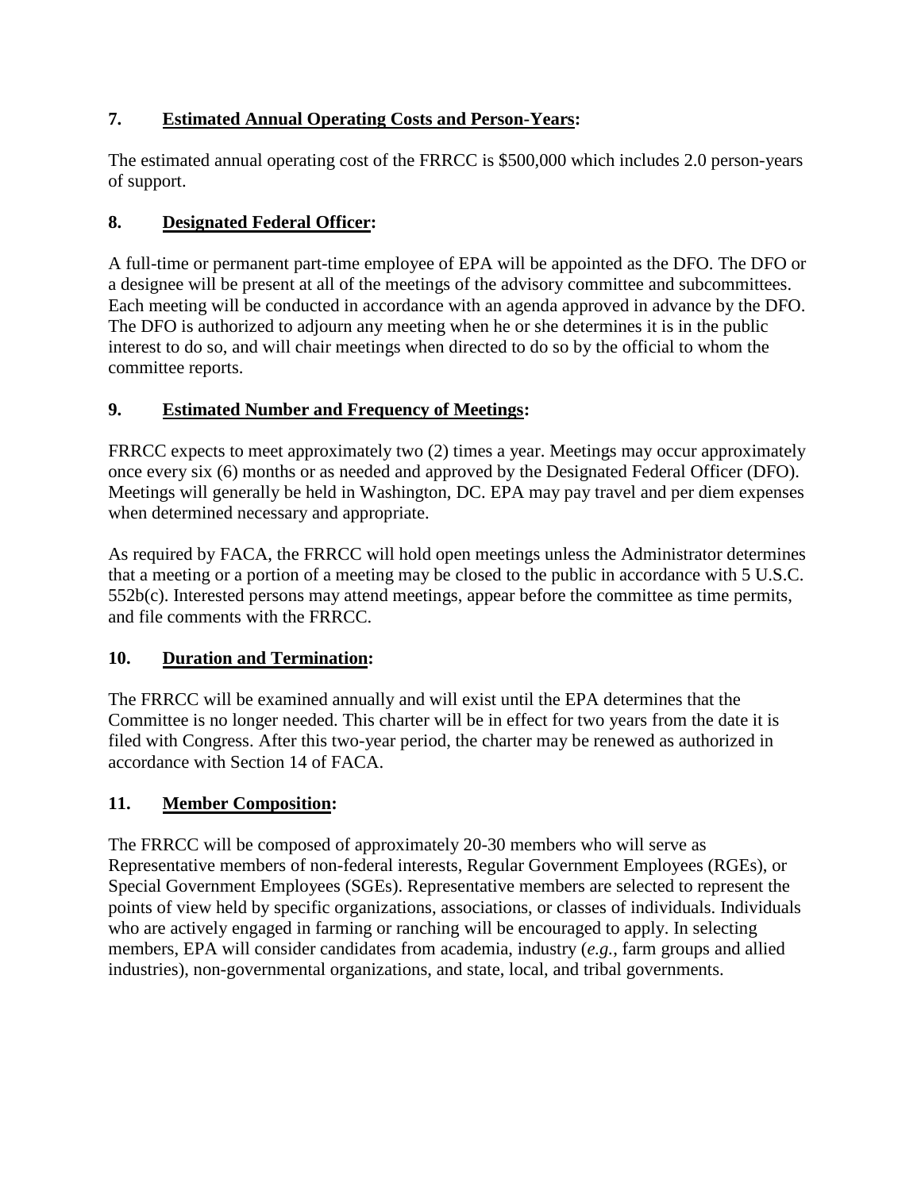## 7. **Estimated Annual Operating Costs and Person-Years:**

The estimated annual operating cost of the FRRCC is $500,000 which includes 2.0 person-years of support.

## 8. **Designated Federal Officer:**

A full-time or permanent part-time employee of EPA will be appointed as the DFO. The DFO or a designee will be present at all of the meetings of the advisory committee and subcommittees. Each meeting will be conducted in accordance with an agenda approved in advance by the DFO. The DFO is authorized to adjourn any meeting when he or she determines it is in the public interest to do so, and will chair meetings when directed to do so by the official to whom the committee reports.

## 9. **Estimated Number and Frequency of Meetings:**

FRRCC expects to meet approximately two (2) times a year. Meetings may occur approximately once every six (6) months or as needed and approved by the Designated Federal Officer (DFO). Meetings will generally be held in Washington, DC. EPA may pay travel and per diem expenses when determined necessary and appropriate.

As required by FACA, the FRRCC will hold open meetings unless the Administrator determines that a meeting or a portion of a meeting may be closed to the public in accordance with 5 U.S.C. 552b(c). Interested persons may attend meetings, appear before the committee as time permits, and file comments with the FRRCC.

## 10. **Duration and Termination:**

The FRRCC will be examined annually and will exist until the EPA determines that the Committee is no longer needed. This charter will be in effect for two years from the date it is filed with Congress. After this two-year period, the charter may be renewed as authorized in accordance with Section 14 of FACA.

## 11. **Member Composition:**

The FRRCC will be composed of approximately 20-30 members who will serve as Representative members of non-federal interests, Regular Government Employees (RGEs), or Special Government Employees (SGEs). Representative members are selected to represent the points of view held by specific organizations, associations, or classes of individuals. Individuals who are actively engaged in farming or ranching will be encouraged to apply. In selecting members, EPA will consider candidates from academia, industry (*e.g.*, farm groups and allied industries), non-governmental organizations, and state, local, and tribal governments.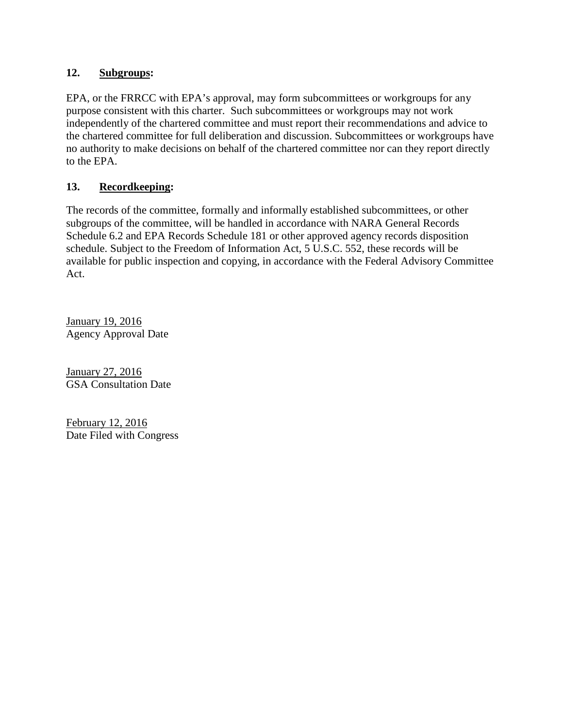## 12. Subgroups:

EPA, or the FRRCC with EPA's approval, may form subcommittees or workgroups for any purpose consistent with this charter. Such subcommittees or workgroups may not work independently of the chartered committee and must report their recommendations and advice to the chartered committee for full deliberation and discussion. Subcommittees or workgroups have no authority to make decisions on behalf of the chartered committee nor can they report directly to the EPA.

## 13. Recordkeeping:

The records of the committee, formally and informally established subcommittees, or other subgroups of the committee, will be handled in accordance with NARA General Records Schedule 6.2 and EPA Records Schedule 181 or other approved agency records disposition schedule. Subject to the Freedom of Information Act, 5 U.S.C. 552, these records will be available for public inspection and copying, in accordance with the Federal Advisory Committee Act.

January 19, 2016
Agency Approval Date

January 27, 2016
GSA Consultation Date

February 12, 2016
Date Filed with Congress